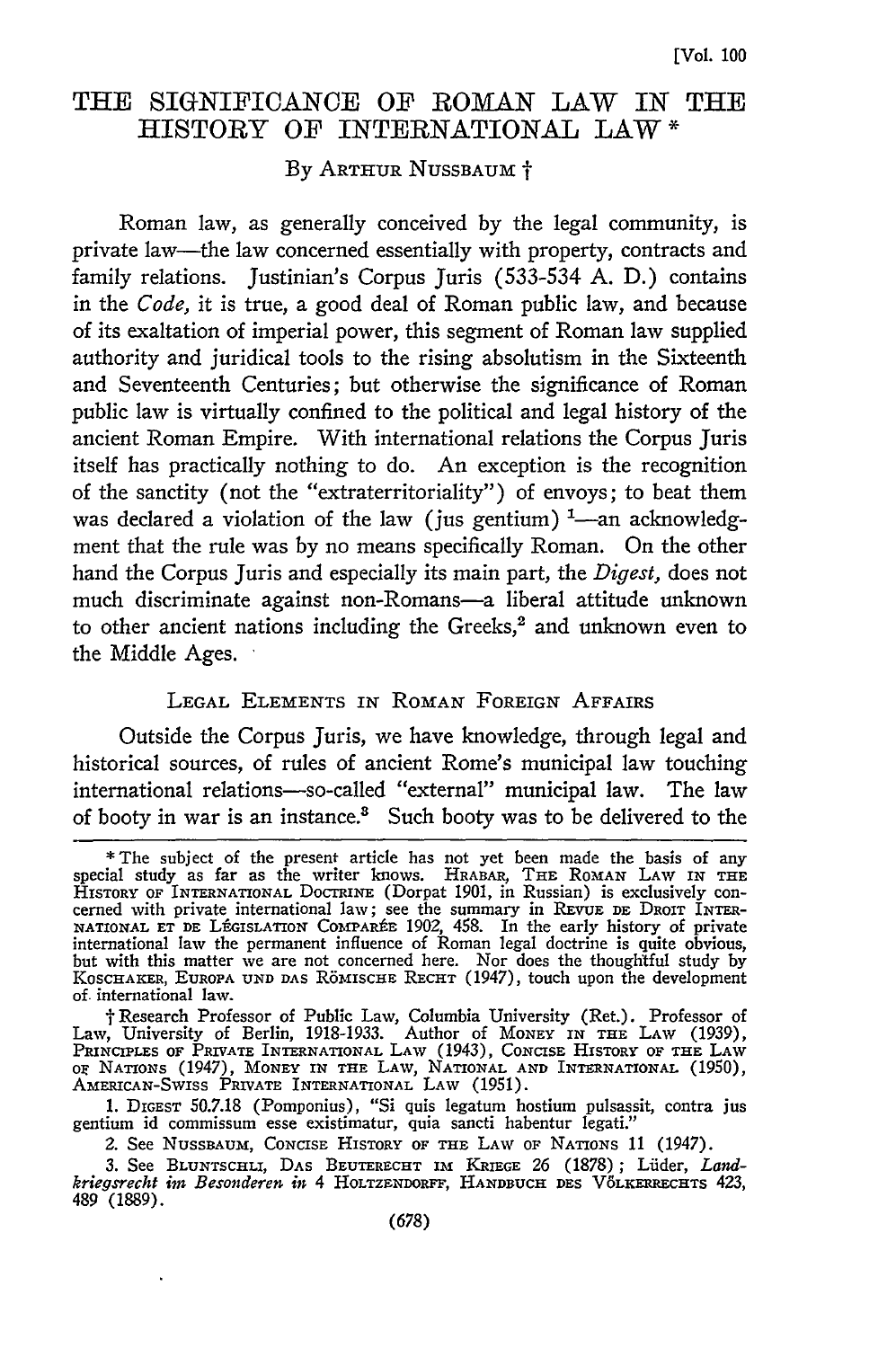# THE SIGNIFICANCE OF ROMAN LAW IN THE HISTORY OF INTERNATIONAL LAW *

By ARTHUR NUSSBAUM †

Roman law, as generally conceived by the legal community, is private law—the law concerned essentially with property, contracts and family relations. Justinian's Corpus Juris (533-534 A. D.) contains in the *Code*, it is true, a good deal of Roman public law, and because of its exaltation of imperial power, this segment of Roman law supplied authority and juridical tools to the rising absolutism in the Sixteenth and Seventeenth Centuries; but otherwise the significance of Roman public law is virtually confined to the political and legal history of the ancient Roman Empire. With international relations the Corpus Juris itself has practically nothing to do. An exception is the recognition of the sanctity (not the "extraterritoriality") of envoys; to beat them was declared a violation of the law (jus gentium) [1]—an acknowledgment that the rule was by no means specifically Roman. On the other hand the Corpus Juris and especially its main part, the *Digest*, does not much discriminate against non-Romans—a liberal attitude unknown to other ancient nations including the Greeks,[2] and unknown even to the Middle Ages.

## LEGAL ELEMENTS IN ROMAN FOREIGN AFFAIRS

Outside the Corpus Juris, we have knowledge, through legal and historical sources, of rules of ancient Rome's municipal law touching international relations—so-called "external" municipal law. The law of booty in war is an instance.[3] Such booty was to be delivered to the

---

* The subject of the present article has not yet been made the basis of any special study as far as the writer knows. HRABAR, THE ROMAN LAW IN THE HISTORY OF INTERNATIONAL DOCTRINE (Dorpat 1901, in Russian) is exclusively concerned with private international law; see the summary in REVUE DE DROIT INTERNATIONAL ET DE LÉGISLATION COMPARÉE 1902, 458. In the early history of private international law the permanent influence of Roman legal doctrine is quite obvious, but with this matter we are not concerned here. Nor does the thoughtful study by KOSCHAKER, EUROPA UND DAS RÖMISCHE RECHT (1947), touch upon the development of international law.

† Research Professor of Public Law, Columbia University (Ret.). Professor of Law, University of Berlin, 1918-1933. Author of MONEY IN THE LAW (1939), PRINCIPLES OF PRIVATE INTERNATIONAL LAW (1943), CONCISE HISTORY OF THE LAW OF NATIONS (1947), MONEY IN THE LAW, NATIONAL AND INTERNATIONAL (1950), AMERICAN-SWISS PRIVATE INTERNATIONAL LAW (1951).

1. DIGEST 50.7.18 (Pomponius), "Si quis legatum hostium pulsassit, contra jus gentium id commissum esse existimatur, quia sancti habentur legati."

2. See NUSSBAUM, CONCISE HISTORY OF THE LAW OF NATIONS 11 (1947).

3. See BLUNTSCHLI, DAS BEUTERECHT IM KRIEGE 26 (1878); Lüder, *Landkriegsrecht im Besonderen* in 4 HOLTZENDORFF, HANDBUCH DES VÖLKERRECHTS 423, 489 (1889).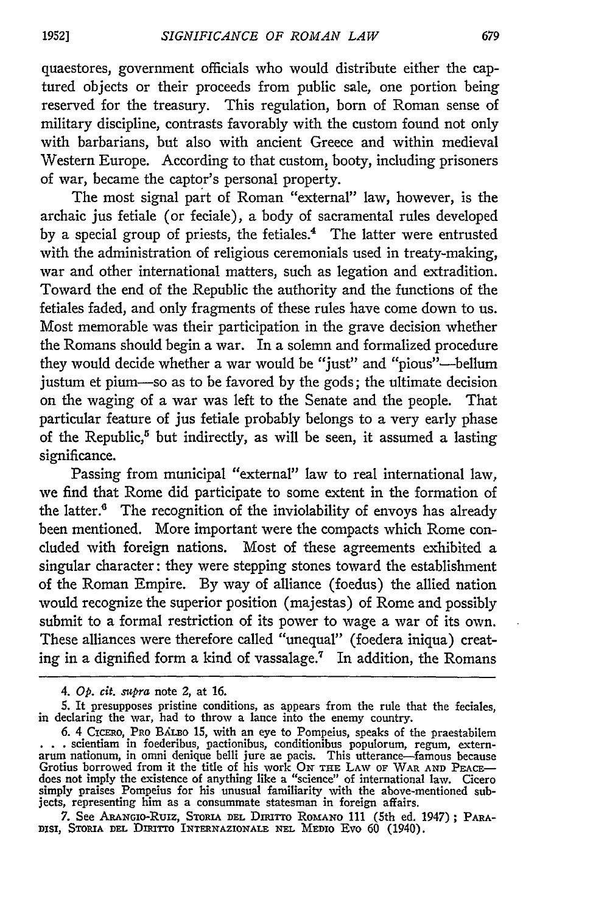quaestores, government officials who would distribute either the captured objects or their proceeds from public sale, one portion being reserved for the treasury. This regulation, born of Roman sense of military discipline, contrasts favorably with the custom found not only with barbarians, but also with ancient Greece and within medieval Western Europe. According to that custom, booty, including prisoners of war, became the captor's personal property.

The most signal part of Roman "external" law, however, is the archaic jus fetiale (or feciale), a body of sacramental rules developed by a special group of priests, the fetiales.[4] The latter were entrusted with the administration of religious ceremonials used in treaty-making, war and other international matters, such as legation and extradition. Toward the end of the Republic the authority and the functions of the fetiales faded, and only fragments of these rules have come down to us. Most memorable was their participation in the grave decision whether the Romans should begin a war. In a solemn and formalized procedure they would decide whether a war would be "just" and "pious"—bellum justum et pium—so as to be favored by the gods; the ultimate decision on the waging of a war was left to the Senate and the people. That particular feature of jus fetiale probably belongs to a very early phase of the Republic,[5] but indirectly, as will be seen, it assumed a lasting significance.

Passing from municipal "external" law to real international law, we find that Rome did participate to some extent in the formation of the latter.[6] The recognition of the inviolability of envoys has already been mentioned. More important were the compacts which Rome concluded with foreign nations. Most of these agreements exhibited a singular character: they were stepping stones toward the establishment of the Roman Empire. By way of alliance (foedus) the allied nation would recognize the superior position (majestas) of Rome and possibly submit to a formal restriction of its power to wage a war of its own. These alliances were therefore called "unequal" (foedera iniqua) creating in a dignified form a kind of vassalage.[7] In addition, the Romans

---

4. *Op. cit. supra* note 2, at 16.

5. It presupposes pristine conditions, as appears from the rule that the feciales, in declaring the war, had to throw a lance into the enemy country.

6. 4 CICERO, PRO BALBO 15, with an eye to Pompeius, speaks of the praestabilem . . . scientiam in foederibus, pactionibus, conditionibus populorum, regum, externarum nationum, in omni denique belli jure ae pacis. This utterance—famous because Grotius borrowed from it the title of his work ON THE LAW OF WAR AND PEACE—does not imply the existence of anything like a "science" of international law. Cicero simply praises Pompeius for his unusual familiarity with the above-mentioned subjects, representing him as a consummate statesman in foreign affairs.

7. See ARANGIO-RUIZ, STORIA DEL DIRITTO ROMANO 111 (5th ed. 1947); PARADISI, STORIA DEL DIRITTO INTERNAZIONALE NEL MEDIO EVO 60 (1940).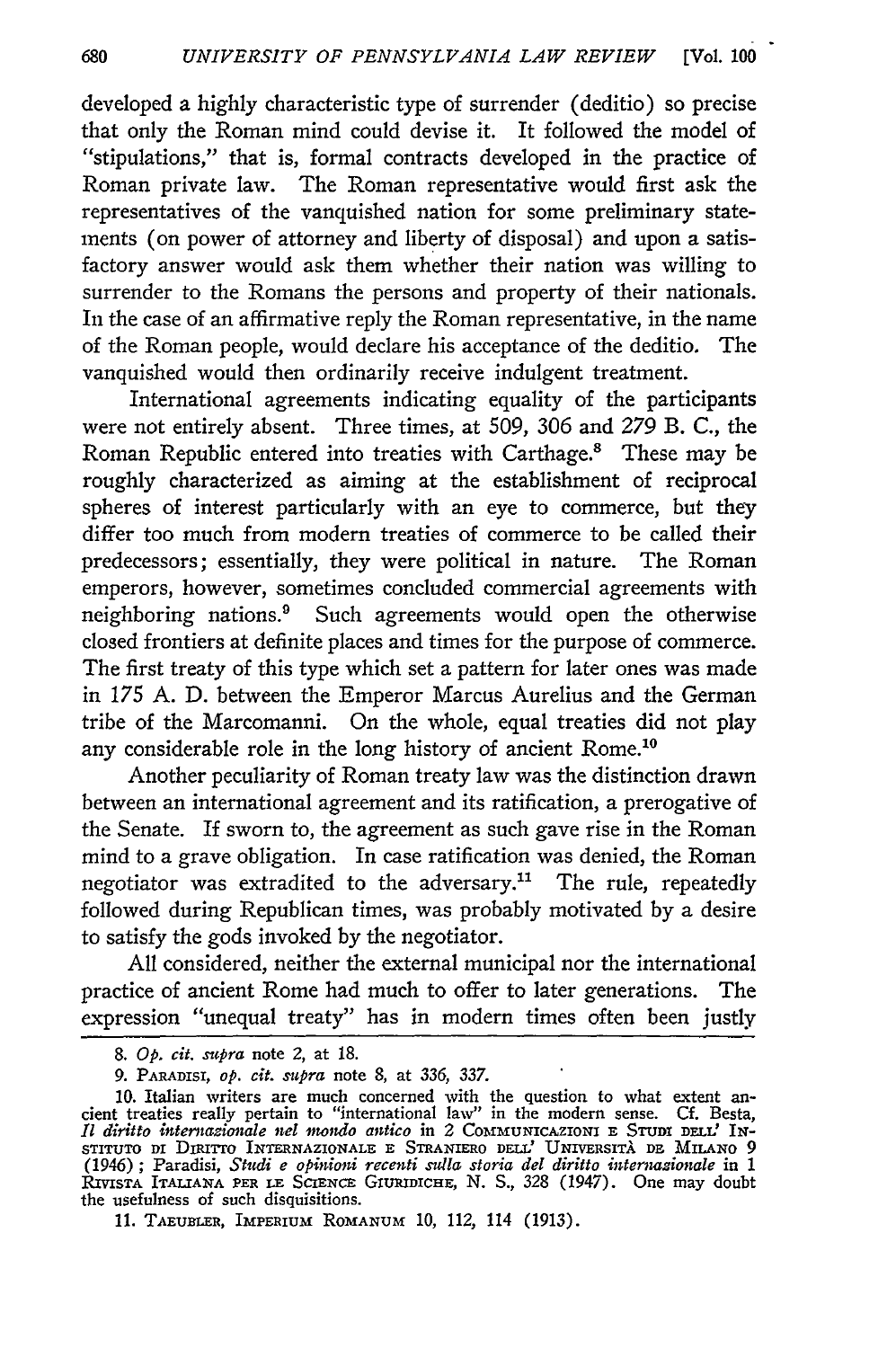developed a highly characteristic type of surrender (deditio) so precise that only the Roman mind could devise it. It followed the model of "stipulations," that is, formal contracts developed in the practice of Roman private law. The Roman representative would first ask the representatives of the vanquished nation for some preliminary statements (on power of attorney and liberty of disposal) and upon a satisfactory answer would ask them whether their nation was willing to surrender to the Romans the persons and property of their nationals. In the case of an affirmative reply the Roman representative, in the name of the Roman people, would declare his acceptance of the deditio. The vanquished would then ordinarily receive indulgent treatment.

International agreements indicating equality of the participants were not entirely absent. Three times, at 509, 306 and 279 B. C., the Roman Republic entered into treaties with Carthage.[8] These may be roughly characterized as aiming at the establishment of reciprocal spheres of interest particularly with an eye to commerce, but they differ too much from modern treaties of commerce to be called their predecessors; essentially, they were political in nature. The Roman emperors, however, sometimes concluded commercial agreements with neighboring nations.[9] Such agreements would open the otherwise closed frontiers at definite places and times for the purpose of commerce. The first treaty of this type which set a pattern for later ones was made in 175 A. D. between the Emperor Marcus Aurelius and the German tribe of the Marcomanni. On the whole, equal treaties did not play any considerable role in the long history of ancient Rome.[10]

Another peculiarity of Roman treaty law was the distinction drawn between an international agreement and its ratification, a prerogative of the Senate. If sworn to, the agreement as such gave rise in the Roman mind to a grave obligation. In case ratification was denied, the Roman negotiator was extradited to the adversary.[11] The rule, repeatedly followed during Republican times, was probably motivated by a desire to satisfy the gods invoked by the negotiator.

All considered, neither the external municipal nor the international practice of ancient Rome had much to offer to later generations. The expression "unequal treaty" has in modern times often been justly

---

8. *Op. cit. supra* note 2, at 18.

9. PARADISI, *op. cit. supra* note 8, at 336, 337.

10. Italian writers are much concerned with the question to what extent ancient treaties really pertain to "international law" in the modern sense. Cf. Besta, *Il diritto internazionale nel mondo antico* in 2 COMMUNICAZIONI E STUDI DELL' ISTITUTO DI DIRITTO INTERNAZIONALE E STRANIERO DELL' UNIVERSITÀ DE MILANO 9 (1946); Paradisi, *Studi e opinioni recenti sulla storia del diritto internazionale* in 1 RIVISTA ITALIANA PER LE SCIENCE GIURIDICHE, N. S., 328 (1947). One may doubt the usefulness of such disquisitions.

11. TAEUBLER, IMPERIUM ROMANUM 10, 112, 114 (1913).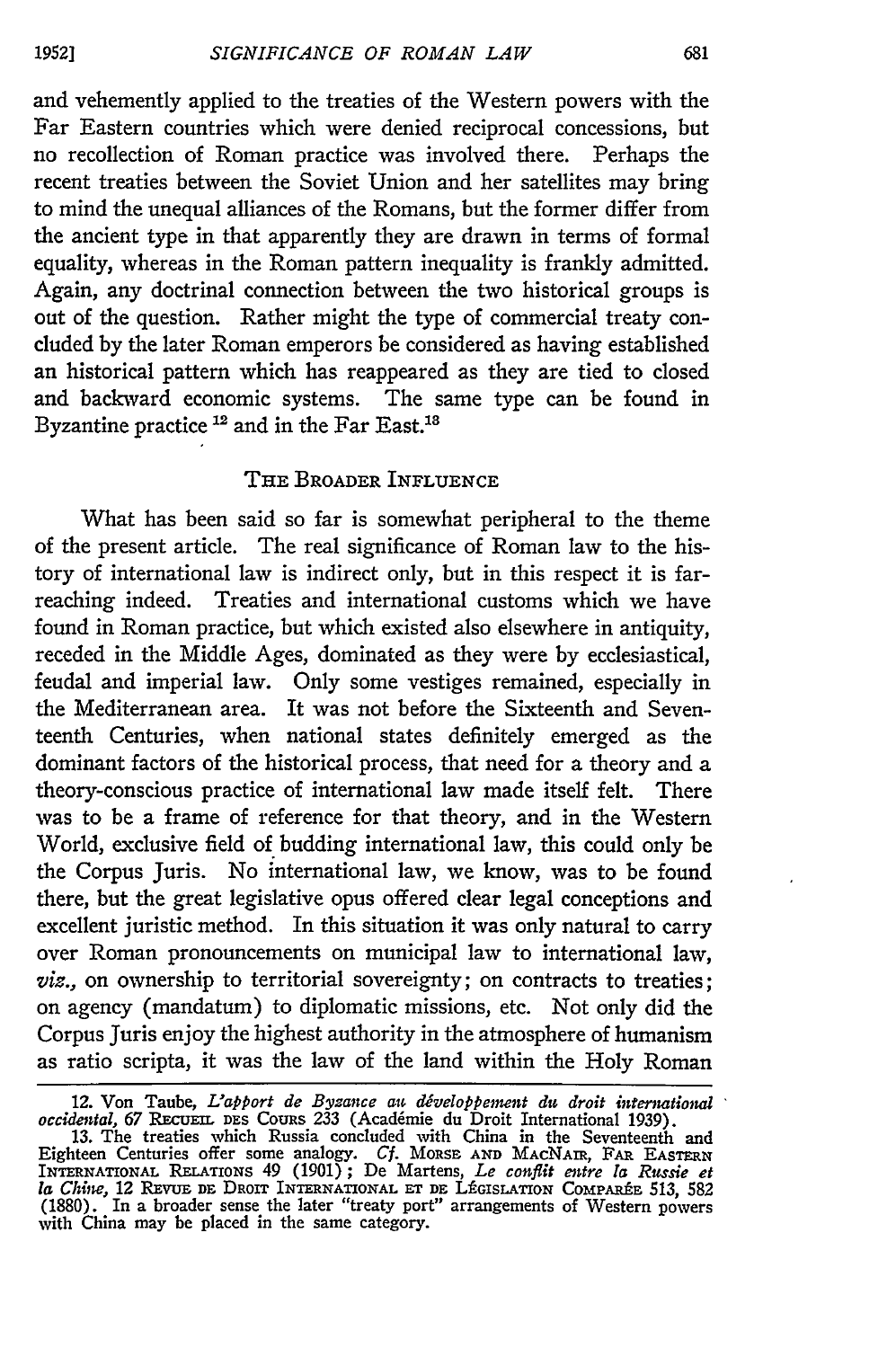and vehemently applied to the treaties of the Western powers with the Far Eastern countries which were denied reciprocal concessions, but no recollection of Roman practice was involved there. Perhaps the recent treaties between the Soviet Union and her satellites may bring to mind the unequal alliances of the Romans, but the former differ from the ancient type in that apparently they are drawn in terms of formal equality, whereas in the Roman pattern inequality is frankly admitted. Again, any doctrinal connection between the two historical groups is out of the question. Rather might the type of commercial treaty concluded by the later Roman emperors be considered as having established an historical pattern which has reappeared as they are tied to closed and backward economic systems. The same type can be found in Byzantine practice [12] and in the Far East.[13]

## THE BROADER INFLUENCE

What has been said so far is somewhat peripheral to the theme of the present article. The real significance of Roman law to the history of international law is indirect only, but in this respect it is far-reaching indeed. Treaties and international customs which we have found in Roman practice, but which existed also elsewhere in antiquity, receded in the Middle Ages, dominated as they were by ecclesiastical, feudal and imperial law. Only some vestiges remained, especially in the Mediterranean area. It was not before the Sixteenth and Seventeenth Centuries, when national states definitely emerged as the dominant factors of the historical process, that need for a theory and a theory-conscious practice of international law made itself felt. There was to be a frame of reference for that theory, and in the Western World, exclusive field of budding international law, this could only be the Corpus Juris. No international law, we know, was to be found there, but the great legislative opus offered clear legal conceptions and excellent juristic method. In this situation it was only natural to carry over Roman pronouncements on municipal law to international law, *viz.*, on ownership to territorial sovereignty; on contracts to treaties; on agency (mandatum) to diplomatic missions, etc. Not only did the Corpus Juris enjoy the highest authority in the atmosphere of humanism as ratio scripta, it was the law of the land within the Holy Roman

12. Von Taube, *L'apport de Byzance au développement du droit international occidental*, 67 RECUEIL DES COURS 233 (Académie du Droit International 1939).

13. The treaties which Russia concluded with China in the Seventeenth and Eighteen Centuries offer some analogy. *Cf.* MORSE AND MACNAIR, FAR EASTERN INTERNATIONAL RELATIONS 49 (1901); De Martens, *Le conflit entre la Russie et la Chine*, 12 REVUE DE DROIT INTERNATIONAL ET DE LÉGISLATION COMPARÉE 513, 582 (1880). In a broader sense the later "treaty port" arrangements of Western powers with China may be placed in the same category.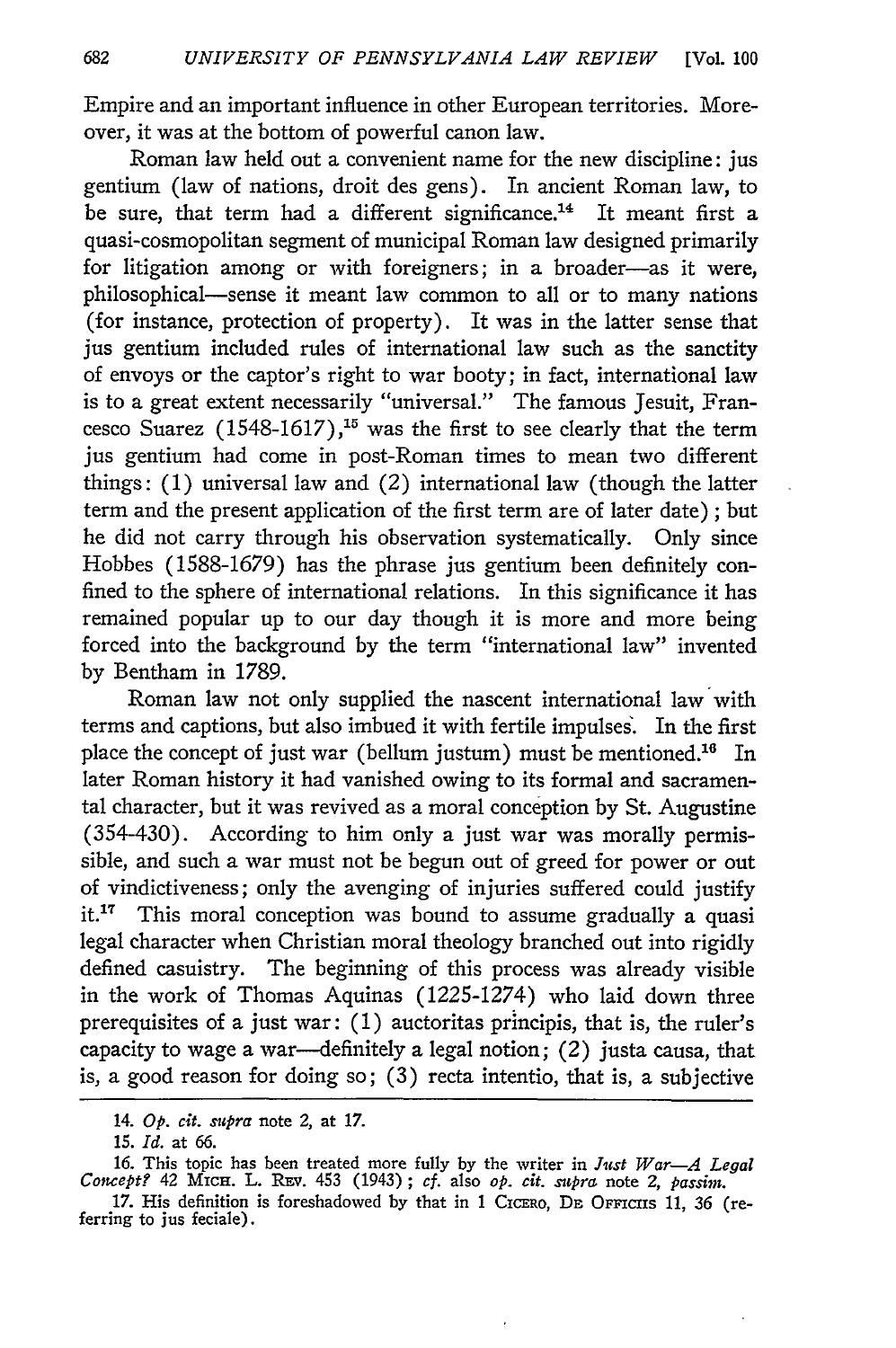Empire and an important influence in other European territories. Moreover, it was at the bottom of powerful canon law.

Roman law held out a convenient name for the new discipline: jus gentium (law of nations, droit des gens). In ancient Roman law, to be sure, that term had a different significance.[14] It meant first a quasi-cosmopolitan segment of municipal Roman law designed primarily for litigation among or with foreigners; in a broader—as it were, philosophical—sense it meant law common to all or to many nations (for instance, protection of property). It was in the latter sense that jus gentium included rules of international law such as the sanctity of envoys or the captor's right to war booty; in fact, international law is to a great extent necessarily "universal." The famous Jesuit, Francesco Suarez (1548-1617),[15] was the first to see clearly that the term jus gentium had come in post-Roman times to mean two different things: (1) universal law and (2) international law (though the latter term and the present application of the first term are of later date); but he did not carry through his observation systematically. Only since Hobbes (1588-1679) has the phrase jus gentium been definitely confined to the sphere of international relations. In this significance it has remained popular up to our day though it is more and more being forced into the background by the term "international law" invented by Bentham in 1789.

Roman law not only supplied the nascent international law with terms and captions, but also imbued it with fertile impulses. In the first place the concept of just war (bellum justum) must be mentioned.[16] In later Roman history it had vanished owing to its formal and sacramental character, but it was revived as a moral conception by St. Augustine (354-430). According to him only a just war was morally permissible, and such a war must not be begun out of greed for power or out of vindictiveness; only the avenging of injuries suffered could justify it.[17] This moral conception was bound to assume gradually a quasi legal character when Christian moral theology branched out into rigidly defined casuistry. The beginning of this process was already visible in the work of Thomas Aquinas (1225-1274) who laid down three prerequisites of a just war: (1) auctoritas principis, that is, the ruler's capacity to wage a war—definitely a legal notion; (2) justa causa, that is, a good reason for doing so; (3) recta intentio, that is, a subjective

---

14. *Op. cit. supra* note 2, at 17.

15. *Id.* at 66.

16. This topic has been treated more fully by the writer in *Just War—A Legal Concept?* 42 MICH. L. REV. 453 (1943); *cf.* also *op. cit. supra* note 2, *passim.*

17. His definition is foreshadowed by that in 1 CICERO, DE OFFICIIS 11, 36 (referring to jus feciale).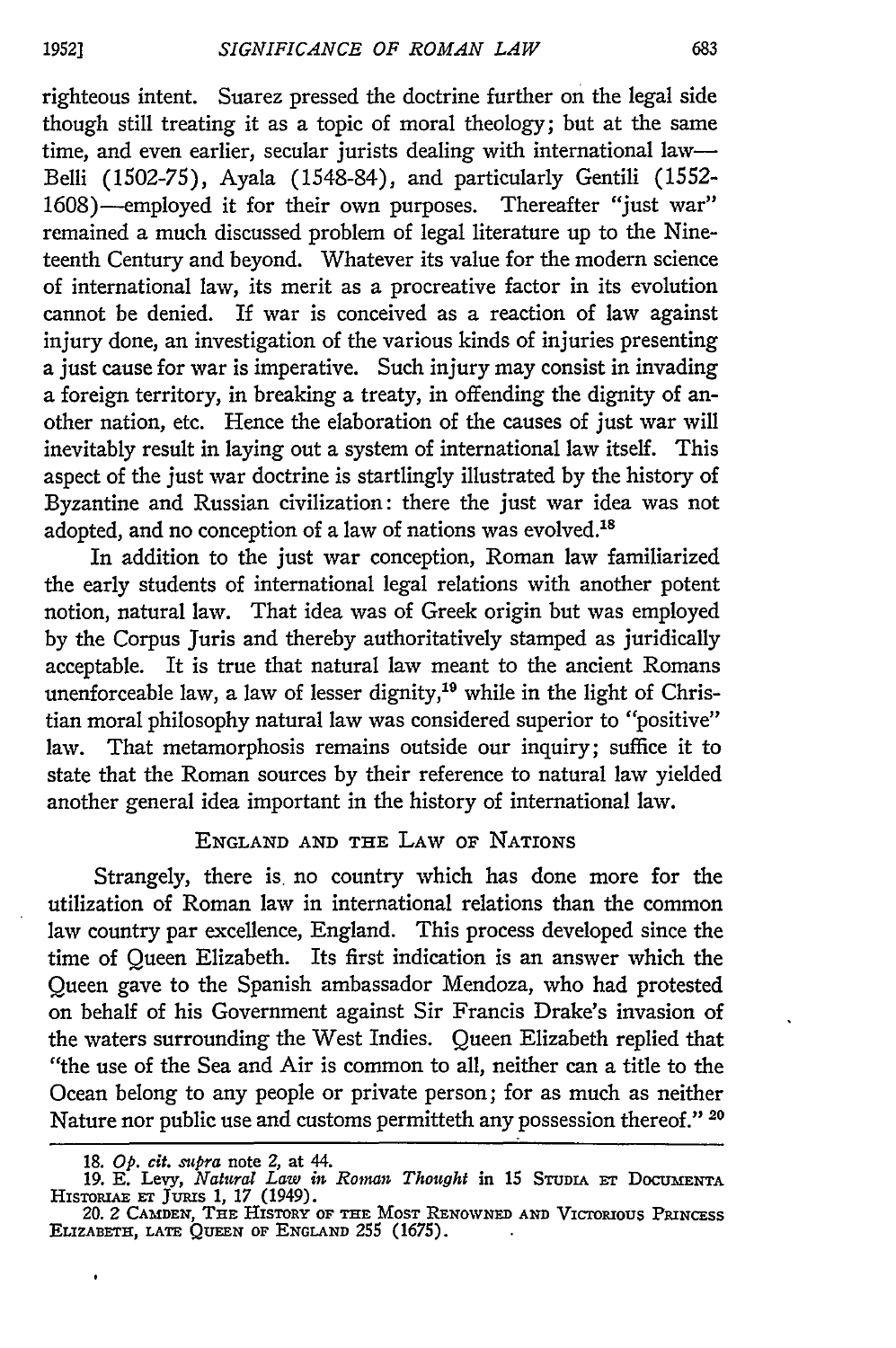righteous intent. Suarez pressed the doctrine further on the legal side though still treating it as a topic of moral theology; but at the same time, and even earlier, secular jurists dealing with international law—Belli (1502-75), Ayala (1548-84), and particularly Gentili (1552-1608)—employed it for their own purposes. Thereafter "just war" remained a much discussed problem of legal literature up to the Nineteenth Century and beyond. Whatever its value for the modern science of international law, its merit as a procreative factor in its evolution cannot be denied. If war is conceived as a reaction of law against injury done, an investigation of the various kinds of injuries presenting a just cause for war is imperative. Such injury may consist in invading a foreign territory, in breaking a treaty, in offending the dignity of another nation, etc. Hence the elaboration of the causes of just war will inevitably result in laying out a system of international law itself. This aspect of the just war doctrine is startlingly illustrated by the history of Byzantine and Russian civilization: there the just war idea was not adopted, and no conception of a law of nations was evolved.[18]

In addition to the just war conception, Roman law familiarized the early students of international legal relations with another potent notion, natural law. That idea was of Greek origin but was employed by the Corpus Juris and thereby authoritatively stamped as juridically acceptable. It is true that natural law meant to the ancient Romans unenforceable law, a law of lesser dignity,[19] while in the light of Christian moral philosophy natural law was considered superior to "positive" law. That metamorphosis remains outside our inquiry; suffice it to state that the Roman sources by their reference to natural law yielded another general idea important in the history of international law.

## England and the Law of Nations

Strangely, there is no country which has done more for the utilization of Roman law in international relations than the common law country par excellence, England. This process developed since the time of Queen Elizabeth. Its first indication is an answer which the Queen gave to the Spanish ambassador Mendoza, who had protested on behalf of his Government against Sir Francis Drake's invasion of the waters surrounding the West Indies. Queen Elizabeth replied that "the use of the Sea and Air is common to all, neither can a title to the Ocean belong to any people or private person; for as much as neither Nature nor public use and customs permitteth any possession thereof." [20]

---

18. *Op. cit. supra* note 2, at 44.

19. E. Levy, *Natural Law in Roman Thought* in 15 Studia et Documenta Historiae et Juris 1, 17 (1949).

20. 2 Camden, The History of the Most Renowned and Victorious Princess Elizabeth, Late Queen of England 255 (1675).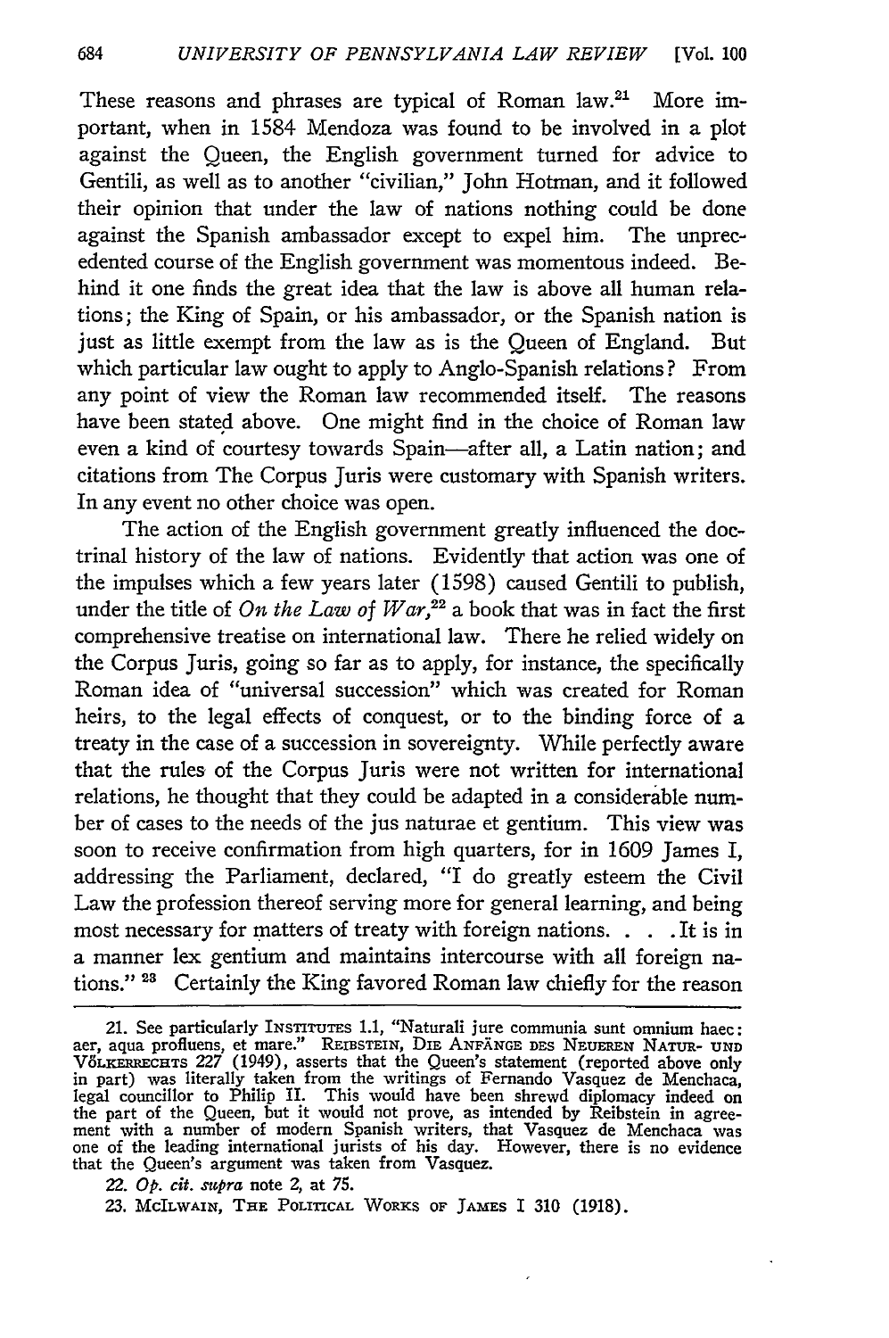These reasons and phrases are typical of Roman law.[21] More important, when in 1584 Mendoza was found to be involved in a plot against the Queen, the English government turned for advice to Gentili, as well as to another "civilian," John Hotman, and it followed their opinion that under the law of nations nothing could be done against the Spanish ambassador except to expel him. The unprecedented course of the English government was momentous indeed. Behind it one finds the great idea that the law is above all human relations; the King of Spain, or his ambassador, or the Spanish nation is just as little exempt from the law as is the Queen of England. But which particular law ought to apply to Anglo-Spanish relations? From any point of view the Roman law recommended itself. The reasons have been stated above. One might find in the choice of Roman law even a kind of courtesy towards Spain—after all, a Latin nation; and citations from The Corpus Juris were customary with Spanish writers. In any event no other choice was open.

The action of the English government greatly influenced the doctrinal history of the law of nations. Evidently that action was one of the impulses which a few years later (1598) caused Gentili to publish, under the title of *On the Law of War*,[22] a book that was in fact the first comprehensive treatise on international law. There he relied widely on the Corpus Juris, going so far as to apply, for instance, the specifically Roman idea of "universal succession" which was created for Roman heirs, to the legal effects of conquest, or to the binding force of a treaty in the case of a succession in sovereignty. While perfectly aware that the rules of the Corpus Juris were not written for international relations, he thought that they could be adapted in a considerable number of cases to the needs of the jus naturae et gentium. This view was soon to receive confirmation from high quarters, for in 1609 James I, addressing the Parliament, declared, "I do greatly esteem the Civil Law the profession thereof serving more for general learning, and being most necessary for matters of treaty with foreign nations. . . . It is in a manner lex gentium and maintains intercourse with all foreign nations." [23] Certainly the King favored Roman law chiefly for the reason

21. See particularly INSTITUTES 1.1, "Naturali jure communia sunt omnium haec: aer, aqua profluens, et mare." REIBSTEIN, DIE ANFÄNGE DES NEUEREN NATUR- UND VÖLKERRECHTS 227 (1949), asserts that the Queen's statement (reported above only in part) was literally taken from the writings of Fernando Vasquez de Menchaca, legal councillor to Philip II. This would have been shrewd diplomacy indeed on the part of the Queen, but it would not prove, as intended by Reibstein in agreement with a number of modern Spanish writers, that Vasquez de Menchaca was one of the leading international jurists of his day. However, there is no evidence that the Queen's argument was taken from Vasquez.

22. *Op. cit. supra* note 2, at 75.

23. MCILWAIN, THE POLITICAL WORKS OF JAMES I 310 (1918).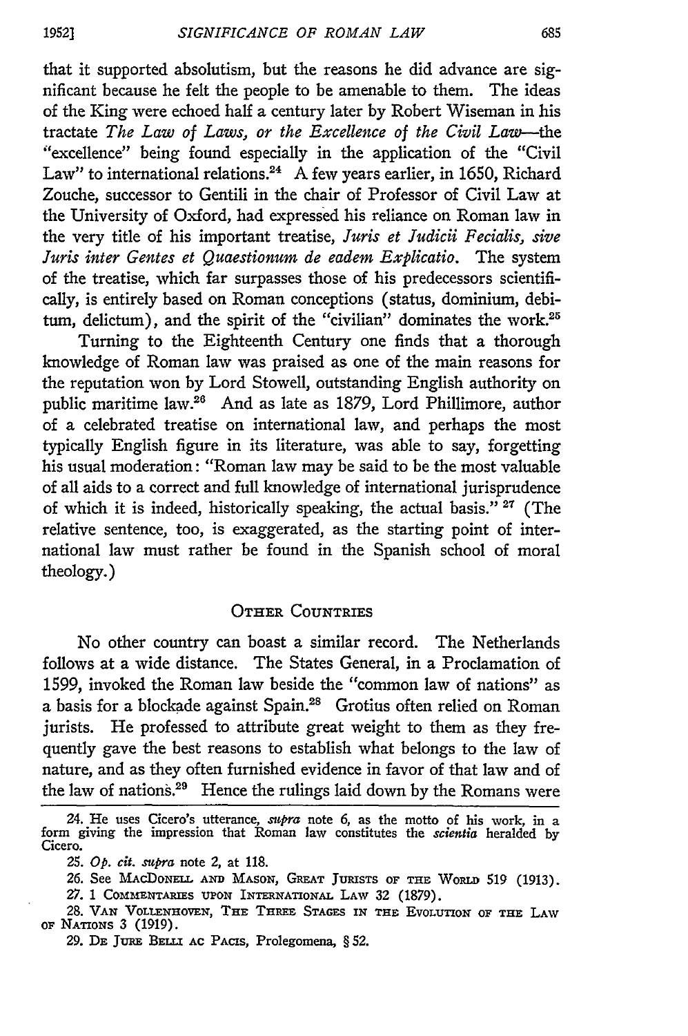that it supported absolutism, but the reasons he did advance are significant because he felt the people to be amenable to them. The ideas of the King were echoed half a century later by Robert Wiseman in his tractate *The Law of Laws, or the Excellence of the Civil Law*—the "excellence" being found especially in the application of the "Civil Law" to international relations.[24] A few years earlier, in 1650, Richard Zouche, successor to Gentili in the chair of Professor of Civil Law at the University of Oxford, had expressed his reliance on Roman law in the very title of his important treatise, *Juris et Judicii Fecialis, sive Juris inter Gentes et Quaestionum de eadem Explicatio*. The system of the treatise, which far surpasses those of his predecessors scientifically, is entirely based on Roman conceptions (status, dominium, debitum, delictum), and the spirit of the "civilian" dominates the work.[25]

Turning to the Eighteenth Century one finds that a thorough knowledge of Roman law was praised as one of the main reasons for the reputation won by Lord Stowell, outstanding English authority on public maritime law.[26] And as late as 1879, Lord Phillimore, author of a celebrated treatise on international law, and perhaps the most typically English figure in its literature, was able to say, forgetting his usual moderation: "Roman law may be said to be the most valuable of all aids to a correct and full knowledge of international jurisprudence of which it is indeed, historically speaking, the actual basis."[27] (The relative sentence, too, is exaggerated, as the starting point of international law must rather be found in the Spanish school of moral theology.)

## OTHER COUNTRIES

No other country can boast a similar record. The Netherlands follows at a wide distance. The States General, in a Proclamation of 1599, invoked the Roman law beside the "common law of nations" as a basis for a blockade against Spain.[28] Grotius often relied on Roman jurists. He professed to attribute great weight to them as they frequently gave the best reasons to establish what belongs to the law of nature, and as they often furnished evidence in favor of that law and of the law of nations.[29] Hence the rulings laid down by the Romans were

---

24. He uses Cicero's utterance, *supra* note 6, as the motto of his work, in a form giving the impression that Roman law constitutes the *scientia* heralded by Cicero.

25. *Op. cit. supra* note 2, at 118.

26. See MacDonell and Mason, Great Jurists of the World 519 (1913).

27. 1 Commentaries upon International Law 32 (1879).

28. Van Vollenhoven, The Three Stages in the Evolution of the Law of Nations 3 (1919).

29. De Jure Belli ac Pacis, Prolegomena, § 52.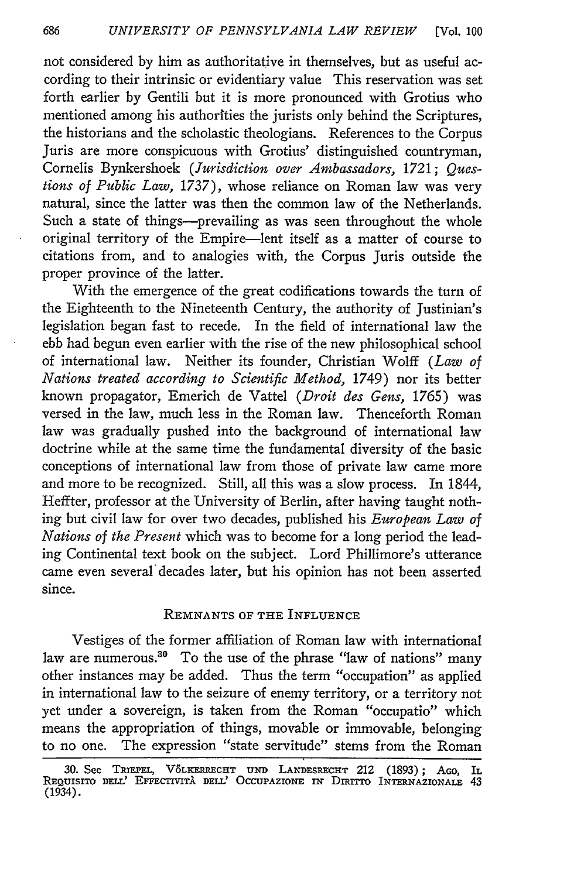not considered by him as authoritative in themselves, but as useful according to their intrinsic or evidentiary value This reservation was set forth earlier by Gentili but it is more pronounced with Grotius who mentioned among his authorities the jurists only behind the Scriptures, the historians and the scholastic theologians. References to the Corpus Juris are more conspicuous with Grotius' distinguished countryman, Cornelis Bynkershoek (*Jurisdiction over Ambassadors,* 1721; *Questions of Public Law,* 1737), whose reliance on Roman law was very natural, since the latter was then the common law of the Netherlands. Such a state of things—prevailing as was seen throughout the whole original territory of the Empire—lent itself as a matter of course to citations from, and to analogies with, the Corpus Juris outside the proper province of the latter.

With the emergence of the great codifications towards the turn of the Eighteenth to the Nineteenth Century, the authority of Justinian's legislation began fast to recede. In the field of international law the ebb had begun even earlier with the rise of the new philosophical school of international law. Neither its founder, Christian Wolff (*Law of Nations treated according to Scientific Method,* 1749) nor its better known propagator, Emerich de Vattel (*Droit des Gens,* 1765) was versed in the law, much less in the Roman law. Thenceforth Roman law was gradually pushed into the background of international law doctrine while at the same time the fundamental diversity of the basic conceptions of international law from those of private law came more and more to be recognized. Still, all this was a slow process. In 1844, Heffter, professor at the University of Berlin, after having taught nothing but civil law for over two decades, published his *European Law of Nations of the Present* which was to become for a long period the leading Continental text book on the subject. Lord Phillimore's utterance came even several decades later, but his opinion has not been asserted since.

## REMNANTS OF THE INFLUENCE

Vestiges of the former affiliation of Roman law with international law are numerous.[30] To the use of the phrase "law of nations" many other instances may be added. Thus the term "occupation" as applied in international law to the seizure of enemy territory, or a territory not yet under a sovereign, is taken from the Roman "occupatio" which means the appropriation of things, movable or immovable, belonging to no one. The expression "state servitude" stems from the Roman

30. See TRIEPEL, VÖLKERRECHT UND LANDESRECHT 212 (1893); AGO, IL REQUISITO DELL' EFFECTIVITÀ DELL' OCCUPAZIONE IN DIRITTO INTERNAZIONALE 43 (1934).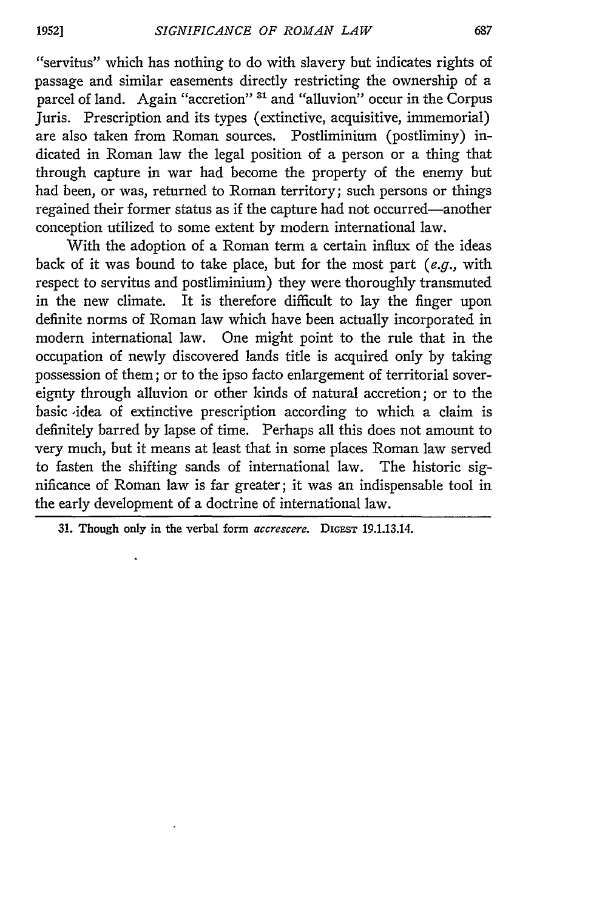"servitus" which has nothing to do with slavery but indicates rights of passage and similar easements directly restricting the ownership of a parcel of land. Again "accretion" [31] and "alluvion" occur in the Corpus Juris. Prescription and its types (extinctive, acquisitive, immemorial) are also taken from Roman sources. Postliminium (postliminy) indicated in Roman law the legal position of a person or a thing that through capture in war had become the property of the enemy but had been, or was, returned to Roman territory; such persons or things regained their former status as if the capture had not occurred—another conception utilized to some extent by modern international law.

With the adoption of a Roman term a certain influx of the ideas back of it was bound to take place, but for the most part (*e.g.*, with respect to servitus and postliminium) they were thoroughly transmuted in the new climate. It is therefore difficult to lay the finger upon definite norms of Roman law which have been actually incorporated in modern international law. One might point to the rule that in the occupation of newly discovered lands title is acquired only by taking possession of them; or to the ipso facto enlargement of territorial sovereignty through alluvion or other kinds of natural accretion; or to the basic idea of extinctive prescription according to which a claim is definitely barred by lapse of time. Perhaps all this does not amount to very much, but it means at least that in some places Roman law served to fasten the shifting sands of international law. The historic significance of Roman law is far greater; it was an indispensable tool in the early development of a doctrine of international law.

31. Though only in the verbal form *accrescere*. DIGEST 19.1.13.14.